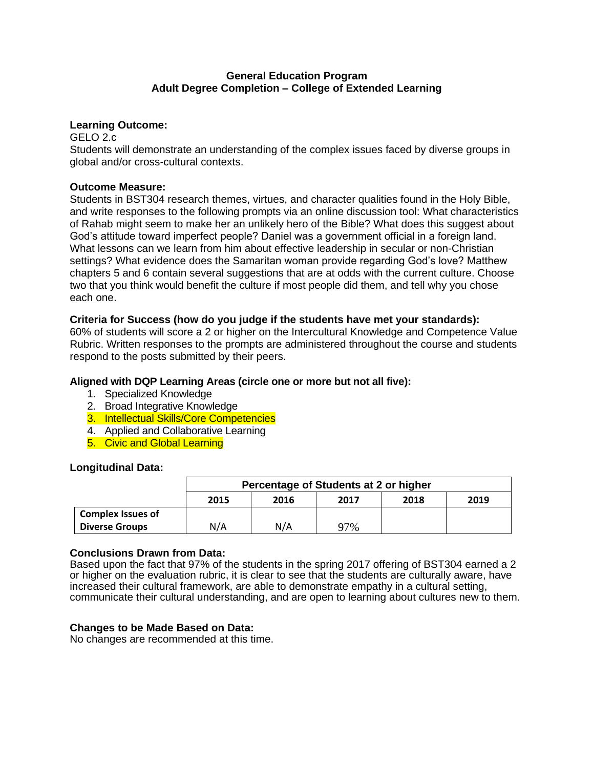**General Education Program**
**Adult Degree Completion – College of Extended Learning**

**Learning Outcome:**
GELO 2.c
Students will demonstrate an understanding of the complex issues faced by diverse groups in global and/or cross-cultural contexts.

**Outcome Measure:**
Students in BST304 research themes, virtues, and character qualities found in the Holy Bible, and write responses to the following prompts via an online discussion tool: What characteristics of Rahab might seem to make her an unlikely hero of the Bible? What does this suggest about God's attitude toward imperfect people? Daniel was a government official in a foreign land. What lessons can we learn from him about effective leadership in secular or non-Christian settings? What evidence does the Samaritan woman provide regarding God's love? Matthew chapters 5 and 6 contain several suggestions that are at odds with the current culture. Choose two that you think would benefit the culture if most people did them, and tell why you chose each one.

**Criteria for Success (how do you judge if the students have met your standards):**
60% of students will score a 2 or higher on the Intercultural Knowledge and Competence Value Rubric. Written responses to the prompts are administered throughout the course and students respond to the posts submitted by their peers.

**Aligned with DQP Learning Areas (circle one or more but not all five):**

1. Specialized Knowledge
2. Broad Integrative Knowledge
3. Intellectual Skills/Core Competencies
4. Applied and Collaborative Learning
5. Civic and Global Learning

**Longitudinal Data:**

| | Percentage of Students at 2 or higher | | | | |
|---|---|---|---|---|---|
| | 2015 | 2016 | 2017 | 2018 | 2019 |
| **Complex Issues of Diverse Groups** | N/A | N/A | 97% | | |

**Conclusions Drawn from Data:**
Based upon the fact that 97% of the students in the spring 2017 offering of BST304 earned a 2 or higher on the evaluation rubric, it is clear to see that the students are culturally aware, have increased their cultural framework, are able to demonstrate empathy in a cultural setting, communicate their cultural understanding, and are open to learning about cultures new to them.

**Changes to be Made Based on Data:**
No changes are recommended at this time.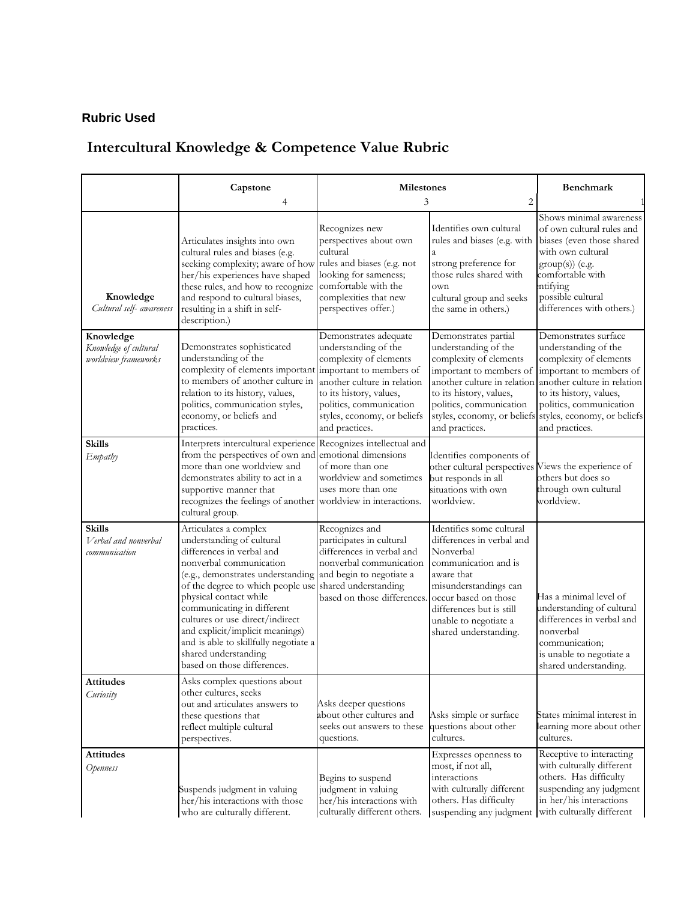## Rubric Used

# Intercultural Knowledge & Competence Value Rubric

| | Capstone<br>4 | Milestones<br>3 | <br>2 | Benchmark<br>1 |
|---|---|---|---|---|
| **Knowledge**<br>*Cultural self- awareness* | Articulates insights into own cultural rules and biases (e.g. seeking complexity; aware of how her/his experiences have shaped these rules, and how to recognize and respond to cultural biases, resulting in a shift in self-description.) | Recognizes new perspectives about own cultural rules and biases (e.g. not looking for sameness; comfortable with the complexities that new perspectives offer.) | Identifies own cultural rules and biases (e.g. with a strong preference for those rules shared with own cultural group and seeks the same in others.) | Shows minimal awareness of own cultural rules and biases (even those shared with own cultural group(s)) (e.g. comfortable with ntifying possible cultural differences with others.) |
| **Knowledge**<br>*Knowledge of cultural worldview frameworks* | Demonstrates sophisticated understanding of the complexity of elements important to members of another culture in relation to its history, values, politics, communication styles, economy, or beliefs and practices. | Demonstrates adequate understanding of the complexity of elements important to members of another culture in relation to its history, values, politics, communication styles, economy, or beliefs and practices. | Demonstrates partial understanding of the complexity of elements important to members of another culture in relation to its history, values, politics, communication styles, economy, or beliefs and practices. | Demonstrates surface understanding of the complexity of elements important to members of another culture in relation to its history, values, politics, communication styles, economy, or beliefs and practices. |
| **Skills**<br>*Empathy* | Interprets intercultural experience from the perspectives of own and more than one worldview and demonstrates ability to act in a supportive manner that recognizes the feelings of another cultural group. | Recognizes intellectual and emotional dimensions of more than one worldview and sometimes uses more than one worldview in interactions. | Identifies components of other cultural perspectives but responds in all situations with own worldview. | Views the experience of others but does so through own cultural worldview. |
| **Skills**<br>*Verbal and nonverbal communication* | Articulates a complex understanding of cultural differences in verbal and nonverbal communication (e.g., demonstrates understanding of the degree to which people use physical contact while communicating in different cultures or use direct/indirect and explicit/implicit meanings) and is able to skillfully negotiate a shared understanding based on those differences. | Recognizes and participates in cultural differences in verbal and nonverbal communication and begin to negotiate a shared understanding based on those differences. | Identifies some cultural differences in verbal and Nonverbal communication and is aware that misunderstandings can occur based on those differences but is still unable to negotiate a shared understanding. | Has a minimal level of understanding of cultural differences in verbal and nonverbal communication; is unable to negotiate a shared understanding. |
| **Attitudes**<br>*Curiosity* | Asks complex questions about other cultures, seeks out and articulates answers to these questions that reflect multiple cultural perspectives. | Asks deeper questions about other cultures and seeks out answers to these questions. | Asks simple or surface questions about other cultures. | States minimal interest in learning more about other cultures. |
| **Attitudes**<br>*Openness* | Suspends judgment in valuing her/his interactions with those who are culturally different. | Begins to suspend judgment in valuing her/his interactions with culturally different others. | Expresses openness to most, if not all, interactions with culturally different others. Has difficulty suspending any judgment | Receptive to interacting with culturally different others. Has difficulty suspending any judgment in her/his interactions with culturally different |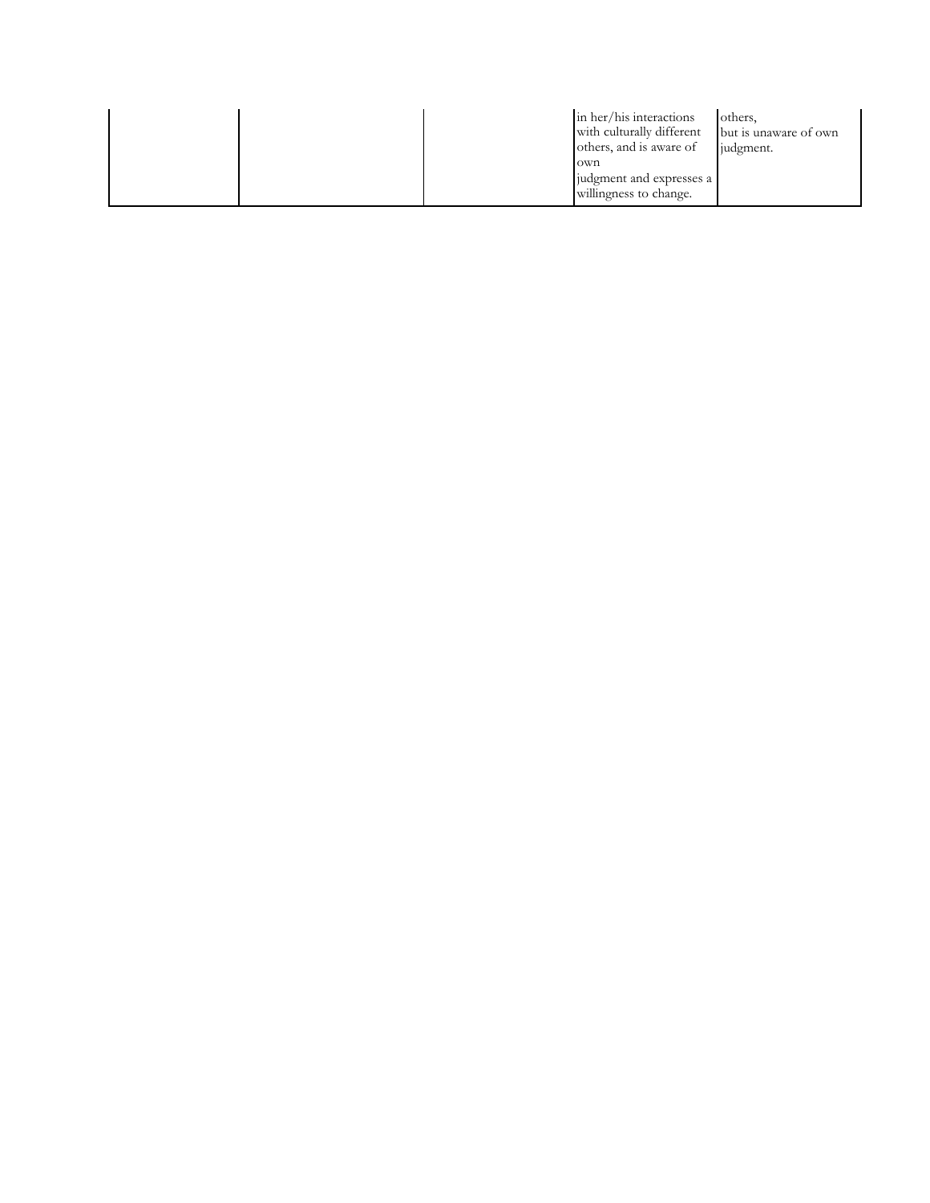| | | | | |
|---|---|---|---|---|
| | | | in her/his interactions with culturally different others, and is aware of own judgment and expresses a willingness to change. | others, but is unaware of own judgment. |